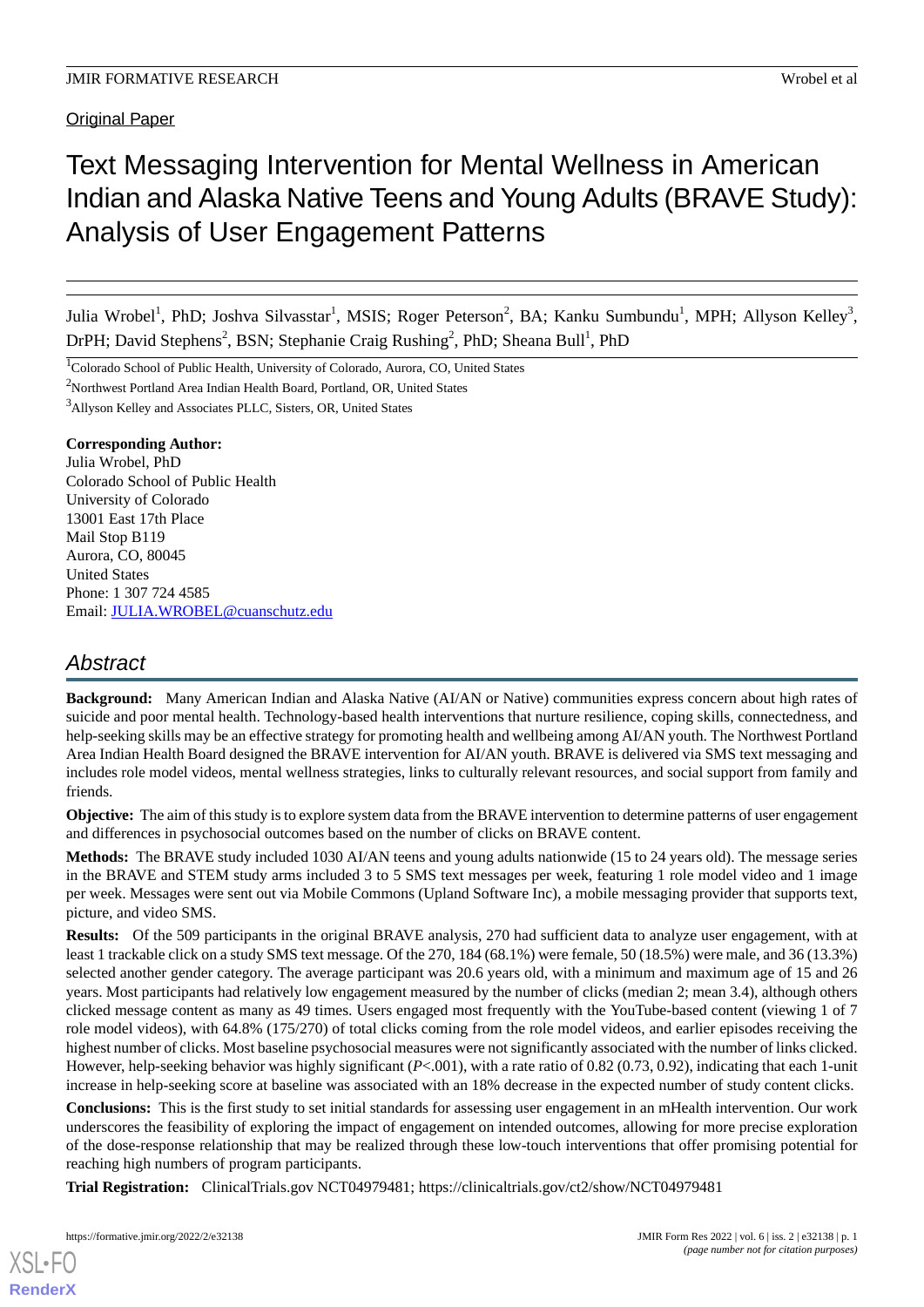Original Paper

# Text Messaging Intervention for Mental Wellness in American Indian and Alaska Native Teens and Young Adults (BRAVE Study): Analysis of User Engagement Patterns

Julia Wrobel[1], PhD; Joshva Silvasstar[1], MSIS; Roger Peterson[2], BA; Kanku Sumbundu[1], MPH; Allyson Kelley[3], DrPH; David Stephens[2], BSN; Stephanie Craig Rushing[2], PhD; Sheana Bull[1], PhD

[1]Colorado School of Public Health, University of Colorado, Aurora, CO, United States

[2]Northwest Portland Area Indian Health Board, Portland, OR, United States

[3]Allyson Kelley and Associates PLLC, Sisters, OR, United States

**Corresponding Author:**
Julia Wrobel, PhD
Colorado School of Public Health
University of Colorado
13001 East 17th Place
Mail Stop B119
Aurora, CO, 80045
United States
Phone: 1 307 724 4585
Email: JULIA.WROBEL@cuanschutz.edu

## Abstract

**Background:** Many American Indian and Alaska Native (AI/AN or Native) communities express concern about high rates of suicide and poor mental health. Technology-based health interventions that nurture resilience, coping skills, connectedness, and help-seeking skills may be an effective strategy for promoting health and wellbeing among AI/AN youth. The Northwest Portland Area Indian Health Board designed the BRAVE intervention for AI/AN youth. BRAVE is delivered via SMS text messaging and includes role model videos, mental wellness strategies, links to culturally relevant resources, and social support from family and friends.

**Objective:** The aim of this study is to explore system data from the BRAVE intervention to determine patterns of user engagement and differences in psychosocial outcomes based on the number of clicks on BRAVE content.

**Methods:** The BRAVE study included 1030 AI/AN teens and young adults nationwide (15 to 24 years old). The message series in the BRAVE and STEM study arms included 3 to 5 SMS text messages per week, featuring 1 role model video and 1 image per week. Messages were sent out via Mobile Commons (Upland Software Inc), a mobile messaging provider that supports text, picture, and video SMS.

**Results:** Of the 509 participants in the original BRAVE analysis, 270 had sufficient data to analyze user engagement, with at least 1 trackable click on a study SMS text message. Of the 270, 184 (68.1%) were female, 50 (18.5%) were male, and 36 (13.3%) selected another gender category. The average participant was 20.6 years old, with a minimum and maximum age of 15 and 26 years. Most participants had relatively low engagement measured by the number of clicks (median 2; mean 3.4), although others clicked message content as many as 49 times. Users engaged most frequently with the YouTube-based content (viewing 1 of 7 role model videos), with 64.8% (175/270) of total clicks coming from the role model videos, and earlier episodes receiving the highest number of clicks. Most baseline psychosocial measures were not significantly associated with the number of links clicked. However, help-seeking behavior was highly significant ($P<.001$), with a rate ratio of 0.82 (0.73, 0.92), indicating that each 1-unit increase in help-seeking score at baseline was associated with an 18% decrease in the expected number of study content clicks.

**Conclusions:** This is the first study to set initial standards for assessing user engagement in an mHealth intervention. Our work underscores the feasibility of exploring the impact of engagement on intended outcomes, allowing for more precise exploration of the dose-response relationship that may be realized through these low-touch interventions that offer promising potential for reaching high numbers of program participants.

**Trial Registration:** ClinicalTrials.gov NCT04979481; https://clinicaltrials.gov/ct2/show/NCT04979481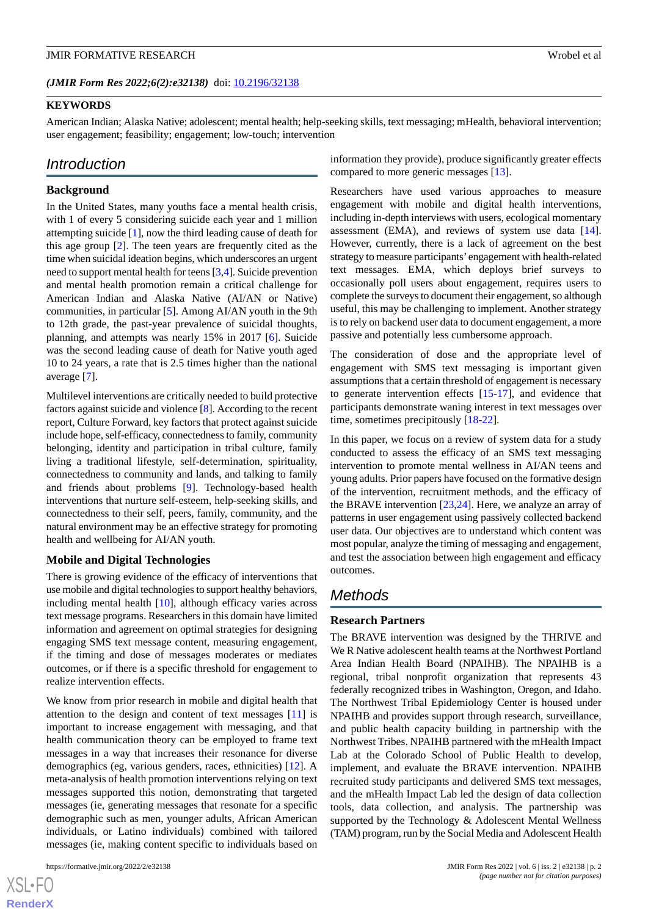(*JMIR Form Res 2022;6(2):e32138*) doi: 10.2196/32138

**KEYWORDS**

American Indian; Alaska Native; adolescent; mental health; help-seeking skills, text messaging; mHealth, behavioral intervention; user engagement; feasibility; engagement; low-touch; intervention

## Introduction

### Background

In the United States, many youths face a mental health crisis, with 1 of every 5 considering suicide each year and 1 million attempting suicide [1], now the third leading cause of death for this age group [2]. The teen years are frequently cited as the time when suicidal ideation begins, which underscores an urgent need to support mental health for teens [3,4]. Suicide prevention and mental health promotion remain a critical challenge for American Indian and Alaska Native (AI/AN or Native) communities, in particular [5]. Among AI/AN youth in the 9th to 12th grade, the past-year prevalence of suicidal thoughts, planning, and attempts was nearly 15% in 2017 [6]. Suicide was the second leading cause of death for Native youth aged 10 to 24 years, a rate that is 2.5 times higher than the national average [7].

Multilevel interventions are critically needed to build protective factors against suicide and violence [8]. According to the recent report, Culture Forward, key factors that protect against suicide include hope, self-efficacy, connectedness to family, community belonging, identity and participation in tribal culture, family living a traditional lifestyle, self-determination, spirituality, connectedness to community and lands, and talking to family and friends about problems [9]. Technology-based health interventions that nurture self-esteem, help-seeking skills, and connectedness to their self, peers, family, community, and the natural environment may be an effective strategy for promoting health and wellbeing for AI/AN youth.

### Mobile and Digital Technologies

There is growing evidence of the efficacy of interventions that use mobile and digital technologies to support healthy behaviors, including mental health [10], although efficacy varies across text message programs. Researchers in this domain have limited information and agreement on optimal strategies for designing engaging SMS text message content, measuring engagement, if the timing and dose of messages moderates or mediates outcomes, or if there is a specific threshold for engagement to realize intervention effects.

We know from prior research in mobile and digital health that attention to the design and content of text messages [11] is important to increase engagement with messaging, and that health communication theory can be employed to frame text messages in a way that increases their resonance for diverse demographics (eg, various genders, races, ethnicities) [12]. A meta-analysis of health promotion interventions relying on text messages supported this notion, demonstrating that targeted messages (ie, generating messages that resonate for a specific demographic such as men, younger adults, African American individuals, or Latino individuals) combined with tailored messages (ie, making content specific to individuals based on information they provide), produce significantly greater effects compared to more generic messages [13].

Researchers have used various approaches to measure engagement with mobile and digital health interventions, including in-depth interviews with users, ecological momentary assessment (EMA), and reviews of system use data [14]. However, currently, there is a lack of agreement on the best strategy to measure participants' engagement with health-related text messages. EMA, which deploys brief surveys to occasionally poll users about engagement, requires users to complete the surveys to document their engagement, so although useful, this may be challenging to implement. Another strategy is to rely on backend user data to document engagement, a more passive and potentially less cumbersome approach.

The consideration of dose and the appropriate level of engagement with SMS text messaging is important given assumptions that a certain threshold of engagement is necessary to generate intervention effects [15-17], and evidence that participants demonstrate waning interest in text messages over time, sometimes precipitously [18-22].

In this paper, we focus on a review of system data for a study conducted to assess the efficacy of an SMS text messaging intervention to promote mental wellness in AI/AN teens and young adults. Prior papers have focused on the formative design of the intervention, recruitment methods, and the efficacy of the BRAVE intervention [23,24]. Here, we analyze an array of patterns in user engagement using passively collected backend user data. Our objectives are to understand which content was most popular, analyze the timing of messaging and engagement, and test the association between high engagement and efficacy outcomes.

## Methods

### Research Partners

The BRAVE intervention was designed by the THRIVE and We R Native adolescent health teams at the Northwest Portland Area Indian Health Board (NPAIHB). The NPAIHB is a regional, tribal nonprofit organization that represents 43 federally recognized tribes in Washington, Oregon, and Idaho. The Northwest Tribal Epidemiology Center is housed under NPAIHB and provides support through research, surveillance, and public health capacity building in partnership with the Northwest Tribes. NPAIHB partnered with the mHealth Impact Lab at the Colorado School of Public Health to develop, implement, and evaluate the BRAVE intervention. NPAIHB recruited study participants and delivered SMS text messages, and the mHealth Impact Lab led the design of data collection tools, data collection, and analysis. The partnership was supported by the Technology & Adolescent Mental Wellness (TAM) program, run by the Social Media and Adolescent Health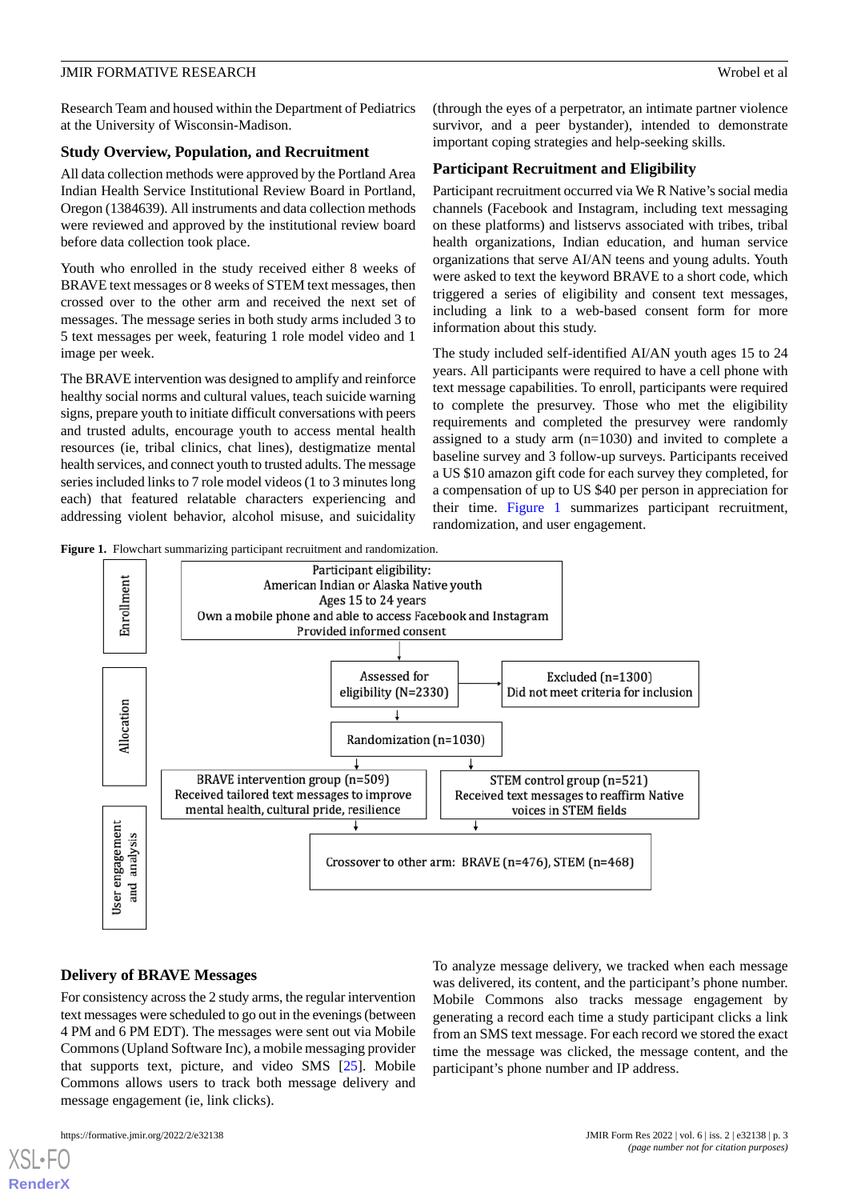Research Team and housed within the Department of Pediatrics at the University of Wisconsin-Madison.

### Study Overview, Population, and Recruitment

All data collection methods were approved by the Portland Area Indian Health Service Institutional Review Board in Portland, Oregon (1384639). All instruments and data collection methods were reviewed and approved by the institutional review board before data collection took place.

Youth who enrolled in the study received either 8 weeks of BRAVE text messages or 8 weeks of STEM text messages, then crossed over to the other arm and received the next set of messages. The message series in both study arms included 3 to 5 text messages per week, featuring 1 role model video and 1 image per week.

The BRAVE intervention was designed to amplify and reinforce healthy social norms and cultural values, teach suicide warning signs, prepare youth to initiate difficult conversations with peers and trusted adults, encourage youth to access mental health resources (ie, tribal clinics, chat lines), destigmatize mental health services, and connect youth to trusted adults. The message series included links to 7 role model videos (1 to 3 minutes long each) that featured relatable characters experiencing and addressing violent behavior, alcohol misuse, and suicidality (through the eyes of a perpetrator, an intimate partner violence survivor, and a peer bystander), intended to demonstrate important coping strategies and help-seeking skills.

### Participant Recruitment and Eligibility

Participant recruitment occurred via We R Native's social media channels (Facebook and Instagram, including text messaging on these platforms) and listservs associated with tribes, tribal health organizations, Indian education, and human service organizations that serve AI/AN teens and young adults. Youth were asked to text the keyword BRAVE to a short code, which triggered a series of eligibility and consent text messages, including a link to a web-based consent form for more information about this study.

The study included self-identified AI/AN youth ages 15 to 24 years. All participants were required to have a cell phone with text message capabilities. To enroll, participants were required to complete the presurvey. Those who met the eligibility requirements and completed the presurvey were randomly assigned to a study arm (n=1030) and invited to complete a baseline survey and 3 follow-up surveys. Participants received a US $10 amazon gift code for each survey they completed, for a compensation of up to US $40 per person in appreciation for their time. Figure 1 summarizes participant recruitment, randomization, and user engagement.

**Figure 1.** Flowchart summarizing participant recruitment and randomization.

Enrollment

Participant eligibility:
American Indian or Alaska Native youth
Ages 15 to 24 years
Own a mobile phone and able to access Facebook and Instagram
Provided informed consent

Allocation

Assessed for eligibility (N=2330)

Excluded (n=1300)
Did not meet criteria for inclusion

Randomization (n=1030)

BRAVE intervention group (n=509)
Received tailored text messages to improve mental health, cultural pride, resilience

STEM control group (n=521)
Received text messages to reaffirm Native voices in STEM fields

User engagement and analysis

Crossover to other arm: BRAVE (n=476), STEM (n=468)

### Delivery of BRAVE Messages

For consistency across the 2 study arms, the regular intervention text messages were scheduled to go out in the evenings (between 4 PM and 6 PM EDT). The messages were sent out via Mobile Commons (Upland Software Inc), a mobile messaging provider that supports text, picture, and video SMS [25]. Mobile Commons allows users to track both message delivery and message engagement (ie, link clicks).

To analyze message delivery, we tracked when each message was delivered, its content, and the participant's phone number. Mobile Commons also tracks message engagement by generating a record each time a study participant clicks a link from an SMS text message. For each record we stored the exact time the message was clicked, the message content, and the participant's phone number and IP address.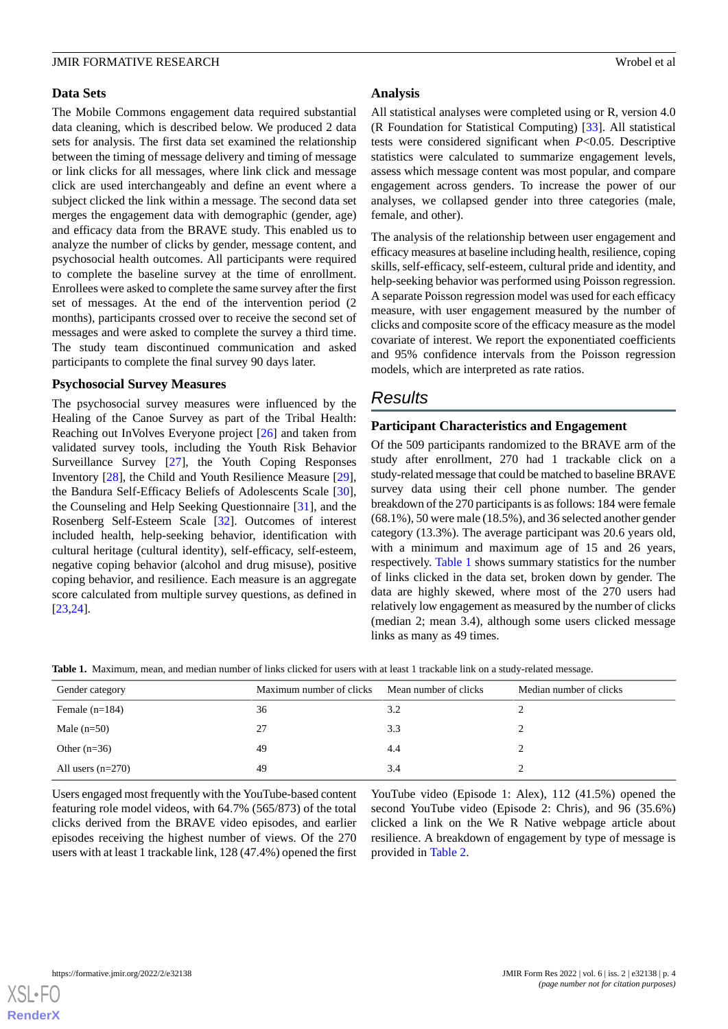### Data Sets

The Mobile Commons engagement data required substantial data cleaning, which is described below. We produced 2 data sets for analysis. The first data set examined the relationship between the timing of message delivery and timing of message or link clicks for all messages, where link click and message click are used interchangeably and define an event where a subject clicked the link within a message. The second data set merges the engagement data with demographic (gender, age) and efficacy data from the BRAVE study. This enabled us to analyze the number of clicks by gender, message content, and psychosocial health outcomes. All participants were required to complete the baseline survey at the time of enrollment. Enrollees were asked to complete the same survey after the first set of messages. At the end of the intervention period (2 months), participants crossed over to receive the second set of messages and were asked to complete the survey a third time. The study team discontinued communication and asked participants to complete the final survey 90 days later.

### Psychosocial Survey Measures

The psychosocial survey measures were influenced by the Healing of the Canoe Survey as part of the Tribal Health: Reaching out InVolves Everyone project [26] and taken from validated survey tools, including the Youth Risk Behavior Surveillance Survey [27], the Youth Coping Responses Inventory [28], the Child and Youth Resilience Measure [29], the Bandura Self-Efficacy Beliefs of Adolescents Scale [30], the Counseling and Help Seeking Questionnaire [31], and the Rosenberg Self-Esteem Scale [32]. Outcomes of interest included health, help-seeking behavior, identification with cultural heritage (cultural identity), self-efficacy, self-esteem, negative coping behavior (alcohol and drug misuse), positive coping behavior, and resilience. Each measure is an aggregate score calculated from multiple survey questions, as defined in [23,24].

### Analysis

All statistical analyses were completed using or R, version 4.0 (R Foundation for Statistical Computing) [33]. All statistical tests were considered significant when $P<0.05$. Descriptive statistics were calculated to summarize engagement levels, assess which message content was most popular, and compare engagement across genders. To increase the power of our analyses, we collapsed gender into three categories (male, female, and other).

The analysis of the relationship between user engagement and efficacy measures at baseline including health, resilience, coping skills, self-efficacy, self-esteem, cultural pride and identity, and help-seeking behavior was performed using Poisson regression. A separate Poisson regression model was used for each efficacy measure, with user engagement measured by the number of clicks and composite score of the efficacy measure as the model covariate of interest. We report the exponentiated coefficients and 95% confidence intervals from the Poisson regression models, which are interpreted as rate ratios.

## Results

### Participant Characteristics and Engagement

Of the 509 participants randomized to the BRAVE arm of the study after enrollment, 270 had 1 trackable click on a study-related message that could be matched to baseline BRAVE survey data using their cell phone number. The gender breakdown of the 270 participants is as follows: 184 were female (68.1%), 50 were male (18.5%), and 36 selected another gender category (13.3%). The average participant was 20.6 years old, with a minimum and maximum age of 15 and 26 years, respectively. Table 1 shows summary statistics for the number of links clicked in the data set, broken down by gender. The data are highly skewed, where most of the 270 users had relatively low engagement as measured by the number of clicks (median 2; mean 3.4), although some users clicked message links as many as 49 times.

**Table 1.** Maximum, mean, and median number of links clicked for users with at least 1 trackable link on a study-related message.

| Gender category | Maximum number of clicks | Mean number of clicks | Median number of clicks |
|---|---|---|---|
| Female (n=184) | 36 | 3.2 | 2 |
| Male (n=50) | 27 | 3.3 | 2 |
| Other (n=36) | 49 | 4.4 | 2 |
| All users (n=270) | 49 | 3.4 | 2 |

Users engaged most frequently with the YouTube-based content featuring role model videos, with 64.7% (565/873) of the total clicks derived from the BRAVE video episodes, and earlier episodes receiving the highest number of views. Of the 270 users with at least 1 trackable link, 128 (47.4%) opened the first YouTube video (Episode 1: Alex), 112 (41.5%) opened the second YouTube video (Episode 2: Chris), and 96 (35.6%) clicked a link on the We R Native webpage article about resilience. A breakdown of engagement by type of message is provided in Table 2.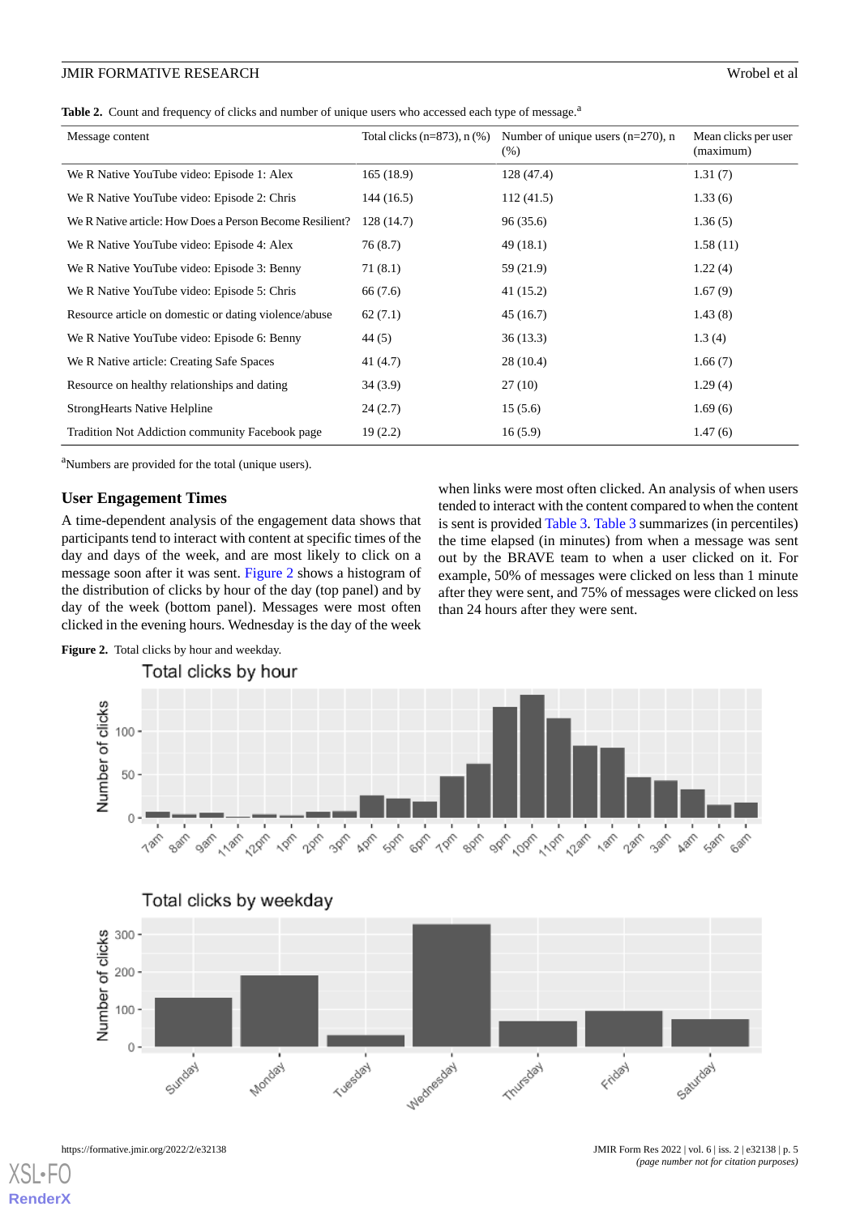**Table 2.** Count and frequency of clicks and number of unique users who accessed each type of message.[a]

| Message content | Total clicks (n=873), n (%) | Number of unique users (n=270), n (%) | Mean clicks per user (maximum) |
|---|---|---|---|
| We R Native YouTube video: Episode 1: Alex | 165 (18.9) | 128 (47.4) | 1.31 (7) |
| We R Native YouTube video: Episode 2: Chris | 144 (16.5) | 112 (41.5) | 1.33 (6) |
| We R Native article: How Does a Person Become Resilient? | 128 (14.7) | 96 (35.6) | 1.36 (5) |
| We R Native YouTube video: Episode 4: Alex | 76 (8.7) | 49 (18.1) | 1.58 (11) |
| We R Native YouTube video: Episode 3: Benny | 71 (8.1) | 59 (21.9) | 1.22 (4) |
| We R Native YouTube video: Episode 5: Chris | 66 (7.6) | 41 (15.2) | 1.67 (9) |
| Resource article on domestic or dating violence/abuse | 62 (7.1) | 45 (16.7) | 1.43 (8) |
| We R Native YouTube video: Episode 6: Benny | 44 (5) | 36 (13.3) | 1.3 (4) |
| We R Native article: Creating Safe Spaces | 41 (4.7) | 28 (10.4) | 1.66 (7) |
| Resource on healthy relationships and dating | 34 (3.9) | 27 (10) | 1.29 (4) |
| StrongHearts Native Helpline | 24 (2.7) | 15 (5.6) | 1.69 (6) |
| Tradition Not Addiction community Facebook page | 19 (2.2) | 16 (5.9) | 1.47 (6) |

[a]Numbers are provided for the total (unique users).

## User Engagement Times

A time-dependent analysis of the engagement data shows that participants tend to interact with content at specific times of the day and days of the week, and are most likely to click on a message soon after it was sent. Figure 2 shows a histogram of the distribution of clicks by hour of the day (top panel) and by day of the week (bottom panel). Messages were most often clicked in the evening hours. Wednesday is the day of the week when links were most often clicked. An analysis of when users tended to interact with the content compared to when the content is sent is provided Table 3. Table 3 summarizes (in percentiles) the time elapsed (in minutes) from when a message was sent out by the BRAVE team to when a user clicked on it. For example, 50% of messages were clicked on less than 1 minute after they were sent, and 75% of messages were clicked on less than 24 hours after they were sent.

**Figure 2.** Total clicks by hour and weekday.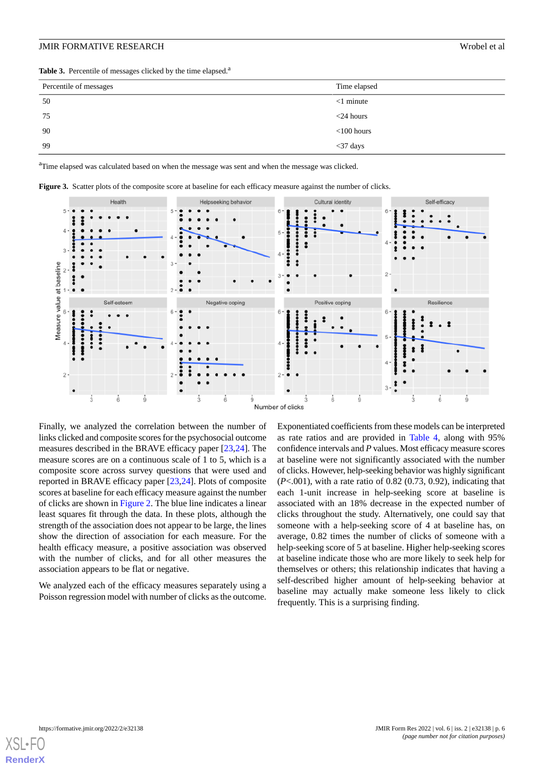**Table 3.** Percentile of messages clicked by the time elapsed.[a]

| Percentile of messages | Time elapsed |
|---|---|
| 50 | <1 minute |
| 75 | <24 hours |
| 90 | <100 hours |
| 99 | <37 days |

[a]Time elapsed was calculated based on when the message was sent and when the message was clicked.

**Figure 3.** Scatter plots of the composite score at baseline for each efficacy measure against the number of clicks.

Finally, we analyzed the correlation between the number of links clicked and composite scores for the psychosocial outcome measures described in the BRAVE efficacy paper [23,24]. The measure scores are on a continuous scale of 1 to 5, which is a composite score across survey questions that were used and reported in BRAVE efficacy paper [23,24]. Plots of composite scores at baseline for each efficacy measure against the number of clicks are shown in Figure 2. The blue line indicates a linear least squares fit through the data. In these plots, although the strength of the association does not appear to be large, the lines show the direction of association for each measure. For the health efficacy measure, a positive association was observed with the number of clicks, and for all other measures the association appears to be flat or negative.

We analyzed each of the efficacy measures separately using a Poisson regression model with number of clicks as the outcome. Exponentiated coefficients from these models can be interpreted as rate ratios and are provided in Table 4, along with 95% confidence intervals and *P* values. Most efficacy measure scores at baseline were not significantly associated with the number of clicks. However, help-seeking behavior was highly significant ($P<.001$), with a rate ratio of 0.82 (0.73, 0.92), indicating that each 1-unit increase in help-seeking score at baseline is associated with an 18% decrease in the expected number of clicks throughout the study. Alternatively, one could say that someone with a help-seeking score of 4 at baseline has, on average, 0.82 times the number of clicks of someone with a help-seeking score of 5 at baseline. Higher help-seeking scores at baseline indicate those who are more likely to seek help for themselves or others; this relationship indicates that having a self-described higher amount of help-seeking behavior at baseline may actually make someone less likely to click frequently. This is a surprising finding.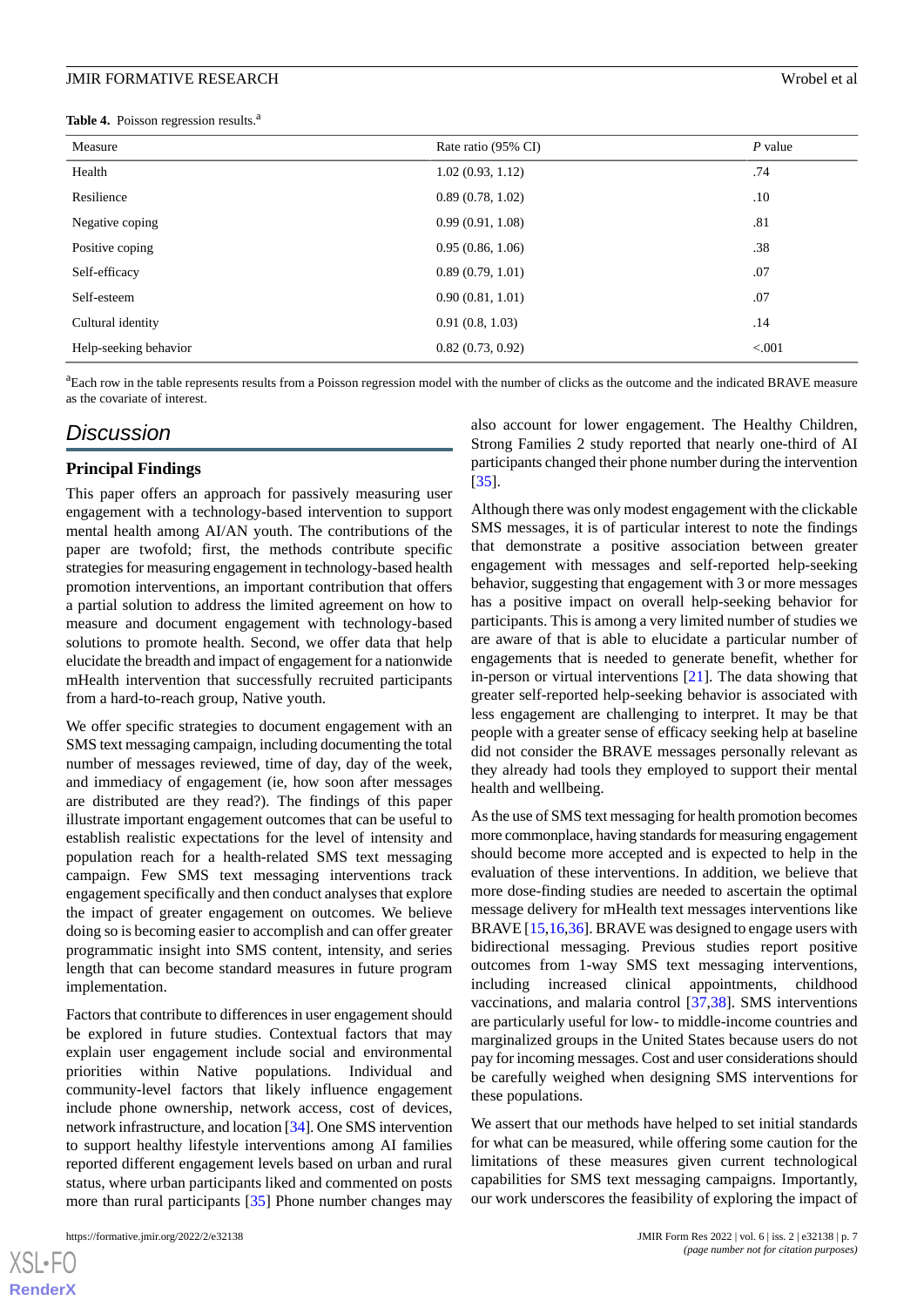**Table 4.** Poisson regression results.[a]

| Measure | Rate ratio (95% CI) | *P* value |
|---|---|---|
| Health | 1.02 (0.93, 1.12) | .74 |
| Resilience | 0.89 (0.78, 1.02) | .10 |
| Negative coping | 0.99 (0.91, 1.08) | .81 |
| Positive coping | 0.95 (0.86, 1.06) | .38 |
| Self-efficacy | 0.89 (0.79, 1.01) | .07 |
| Self-esteem | 0.90 (0.81, 1.01) | .07 |
| Cultural identity | 0.91 (0.8, 1.03) | .14 |
| Help-seeking behavior | 0.82 (0.73, 0.92) | <.001 |

[a]Each row in the table represents results from a Poisson regression model with the number of clicks as the outcome and the indicated BRAVE measure as the covariate of interest.

## Discussion

### Principal Findings

This paper offers an approach for passively measuring user engagement with a technology-based intervention to support mental health among AI/AN youth. The contributions of the paper are twofold; first, the methods contribute specific strategies for measuring engagement in technology-based health promotion interventions, an important contribution that offers a partial solution to address the limited agreement on how to measure and document engagement with technology-based solutions to promote health. Second, we offer data that help elucidate the breadth and impact of engagement for a nationwide mHealth intervention that successfully recruited participants from a hard-to-reach group, Native youth.

We offer specific strategies to document engagement with an SMS text messaging campaign, including documenting the total number of messages reviewed, time of day, day of the week, and immediacy of engagement (ie, how soon after messages are distributed are they read?). The findings of this paper illustrate important engagement outcomes that can be useful to establish realistic expectations for the level of intensity and population reach for a health-related SMS text messaging campaign. Few SMS text messaging interventions track engagement specifically and then conduct analyses that explore the impact of greater engagement on outcomes. We believe doing so is becoming easier to accomplish and can offer greater programmatic insight into SMS content, intensity, and series length that can become standard measures in future program implementation.

Factors that contribute to differences in user engagement should be explored in future studies. Contextual factors that may explain user engagement include social and environmental priorities within Native populations. Individual and community-level factors that likely influence engagement include phone ownership, network access, cost of devices, network infrastructure, and location [34]. One SMS intervention to support healthy lifestyle interventions among AI families reported different engagement levels based on urban and rural status, where urban participants liked and commented on posts more than rural participants [35] Phone number changes may also account for lower engagement. The Healthy Children, Strong Families 2 study reported that nearly one-third of AI participants changed their phone number during the intervention [35].

Although there was only modest engagement with the clickable SMS messages, it is of particular interest to note the findings that demonstrate a positive association between greater engagement with messages and self-reported help-seeking behavior, suggesting that engagement with 3 or more messages has a positive impact on overall help-seeking behavior for participants. This is among a very limited number of studies we are aware of that is able to elucidate a particular number of engagements that is needed to generate benefit, whether for in-person or virtual interventions [21]. The data showing that greater self-reported help-seeking behavior is associated with less engagement are challenging to interpret. It may be that people with a greater sense of efficacy seeking help at baseline did not consider the BRAVE messages personally relevant as they already had tools they employed to support their mental health and wellbeing.

As the use of SMS text messaging for health promotion becomes more commonplace, having standards for measuring engagement should become more accepted and is expected to help in the evaluation of these interventions. In addition, we believe that more dose-finding studies are needed to ascertain the optimal message delivery for mHealth text messages interventions like BRAVE [15,16,36]. BRAVE was designed to engage users with bidirectional messaging. Previous studies report positive outcomes from 1-way SMS text messaging interventions, including increased clinical appointments, childhood vaccinations, and malaria control [37,38]. SMS interventions are particularly useful for low- to middle-income countries and marginalized groups in the United States because users do not pay for incoming messages. Cost and user considerations should be carefully weighed when designing SMS interventions for these populations.

We assert that our methods have helped to set initial standards for what can be measured, while offering some caution for the limitations of these measures given current technological capabilities for SMS text messaging campaigns. Importantly, our work underscores the feasibility of exploring the impact of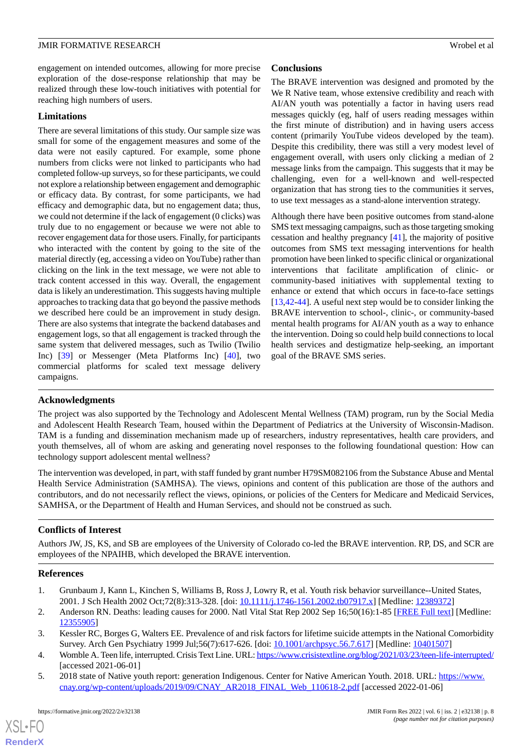engagement on intended outcomes, allowing for more precise exploration of the dose-response relationship that may be realized through these low-touch initiatives with potential for reaching high numbers of users.

## Limitations

There are several limitations of this study. Our sample size was small for some of the engagement measures and some of the data were not easily captured. For example, some phone numbers from clicks were not linked to participants who had completed follow-up surveys, so for these participants, we could not explore a relationship between engagement and demographic or efficacy data. By contrast, for some participants, we had efficacy and demographic data, but no engagement data; thus, we could not determine if the lack of engagement (0 clicks) was truly due to no engagement or because we were not able to recover engagement data for those users. Finally, for participants who interacted with the content by going to the site of the material directly (eg, accessing a video on YouTube) rather than clicking on the link in the text message, we were not able to track content accessed in this way. Overall, the engagement data is likely an underestimation. This suggests having multiple approaches to tracking data that go beyond the passive methods we described here could be an improvement in study design. There are also systems that integrate the backend databases and engagement logs, so that all engagement is tracked through the same system that delivered messages, such as Twilio (Twilio Inc) [39] or Messenger (Meta Platforms Inc) [40], two commercial platforms for scaled text message delivery campaigns.

## Conclusions

The BRAVE intervention was designed and promoted by the We R Native team, whose extensive credibility and reach with AI/AN youth was potentially a factor in having users read messages quickly (eg, half of users reading messages within the first minute of distribution) and in having users access content (primarily YouTube videos developed by the team). Despite this credibility, there was still a very modest level of engagement overall, with users only clicking a median of 2 message links from the campaign. This suggests that it may be challenging, even for a well-known and well-respected organization that has strong ties to the communities it serves, to use text messages as a stand-alone intervention strategy.

Although there have been positive outcomes from stand-alone SMS text messaging campaigns, such as those targeting smoking cessation and healthy pregnancy [41], the majority of positive outcomes from SMS text messaging interventions for health promotion have been linked to specific clinical or organizational interventions that facilitate amplification of clinic- or community-based initiatives with supplemental texting to enhance or extend that which occurs in face-to-face settings [13,42-44]. A useful next step would be to consider linking the BRAVE intervention to school-, clinic-, or community-based mental health programs for AI/AN youth as a way to enhance the intervention. Doing so could help build connections to local health services and destigmatize help-seeking, an important goal of the BRAVE SMS series.

## Acknowledgments

The project was also supported by the Technology and Adolescent Mental Wellness (TAM) program, run by the Social Media and Adolescent Health Research Team, housed within the Department of Pediatrics at the University of Wisconsin-Madison. TAM is a funding and dissemination mechanism made up of researchers, industry representatives, health care providers, and youth themselves, all of whom are asking and generating novel responses to the following foundational question: How can technology support adolescent mental wellness?

The intervention was developed, in part, with staff funded by grant number H79SM082106 from the Substance Abuse and Mental Health Service Administration (SAMHSA). The views, opinions and content of this publication are those of the authors and contributors, and do not necessarily reflect the views, opinions, or policies of the Centers for Medicare and Medicaid Services, SAMHSA, or the Department of Health and Human Services, and should not be construed as such.

## Conflicts of Interest

Authors JW, JS, KS, and SB are employees of the University of Colorado co-led the BRAVE intervention. RP, DS, and SCR are employees of the NPAIHB, which developed the BRAVE intervention.

## References

1. Grunbaum J, Kann L, Kinchen S, Williams B, Ross J, Lowry R, et al. Youth risk behavior surveillance--United States, 2001. J Sch Health 2002 Oct;72(8):313-328. [doi: 10.1111/j.1746-1561.2002.tb07917.x] [Medline: 12389372]
2. Anderson RN. Deaths: leading causes for 2000. Natl Vital Stat Rep 2002 Sep 16;50(16):1-85 [FREE Full text] [Medline: 12355905]
3. Kessler RC, Borges G, Walters EE. Prevalence of and risk factors for lifetime suicide attempts in the National Comorbidity Survey. Arch Gen Psychiatry 1999 Jul;56(7):617-626. [doi: 10.1001/archpsyc.56.7.617] [Medline: 10401507]
4. Womble A. Teen life, interrupted. Crisis Text Line. URL: https://www.crisistextline.org/blog/2021/03/23/teen-life-interrupted/ [accessed 2021-06-01]
5. 2018 state of Native youth report: generation Indigenous. Center for Native American Youth. 2018. URL: https://www.cnay.org/wp-content/uploads/2019/09/CNAY_AR2018_FINAL_Web_110618-2.pdf [accessed 2022-01-06]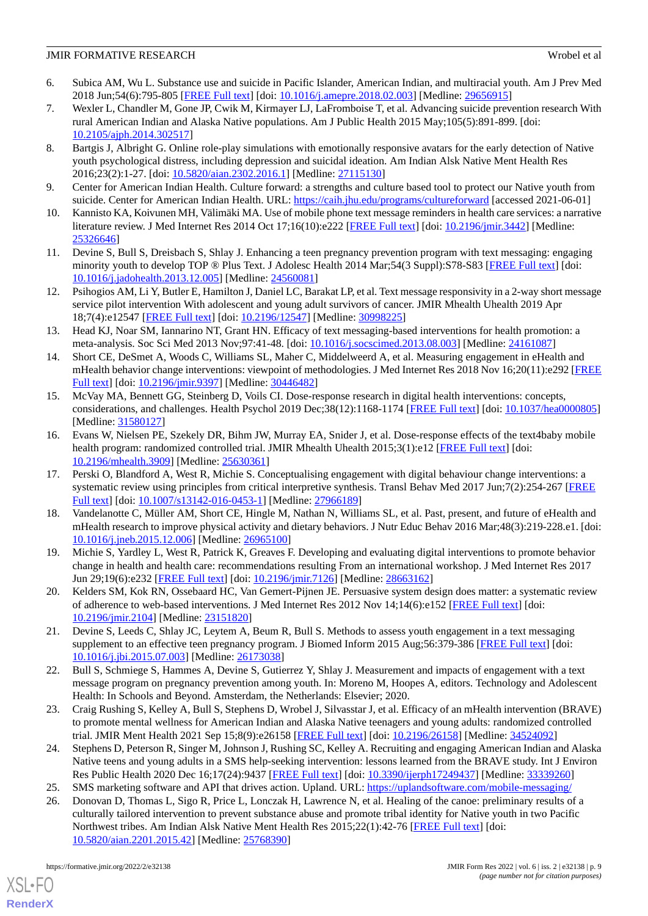6. Subica AM, Wu L. Substance use and suicide in Pacific Islander, American Indian, and multiracial youth. Am J Prev Med 2018 Jun;54(6):795-805 [FREE Full text] [doi: 10.1016/j.amepre.2018.02.003] [Medline: 29656915]
7. Wexler L, Chandler M, Gone JP, Cwik M, Kirmayer LJ, LaFromboise T, et al. Advancing suicide prevention research With rural American Indian and Alaska Native populations. Am J Public Health 2015 May;105(5):891-899. [doi: 10.2105/ajph.2014.302517]
8. Bartgis J, Albright G. Online role-play simulations with emotionally responsive avatars for the early detection of Native youth psychological distress, including depression and suicidal ideation. Am Indian Alsk Native Ment Health Res 2016;23(2):1-27. [doi: 10.5820/aian.2302.2016.1] [Medline: 27115130]
9. Center for American Indian Health. Culture forward: a strengths and culture based tool to protect our Native youth from suicide. Center for American Indian Health. URL: https://caih.jhu.edu/programs/cultureforward [accessed 2021-06-01]
10. Kannisto KA, Koivunen MH, Välimäki MA. Use of mobile phone text message reminders in health care services: a narrative literature review. J Med Internet Res 2014 Oct 17;16(10):e222 [FREE Full text] [doi: 10.2196/jmir.3442] [Medline: 25326646]
11. Devine S, Bull S, Dreisbach S, Shlay J. Enhancing a teen pregnancy prevention program with text messaging: engaging minority youth to develop TOP ® Plus Text. J Adolesc Health 2014 Mar;54(3 Suppl):S78-S83 [FREE Full text] [doi: 10.1016/j.jadohealth.2013.12.005] [Medline: 24560081]
12. Psihogios AM, Li Y, Butler E, Hamilton J, Daniel LC, Barakat LP, et al. Text message responsivity in a 2-way short message service pilot intervention With adolescent and young adult survivors of cancer. JMIR Mhealth Uhealth 2019 Apr 18;7(4):e12547 [FREE Full text] [doi: 10.2196/12547] [Medline: 30998225]
13. Head KJ, Noar SM, Iannarino NT, Grant HN. Efficacy of text messaging-based interventions for health promotion: a meta-analysis. Soc Sci Med 2013 Nov;97:41-48. [doi: 10.1016/j.socscimed.2013.08.003] [Medline: 24161087]
14. Short CE, DeSmet A, Woods C, Williams SL, Maher C, Middelweerd A, et al. Measuring engagement in eHealth and mHealth behavior change interventions: viewpoint of methodologies. J Med Internet Res 2018 Nov 16;20(11):e292 [FREE Full text] [doi: 10.2196/jmir.9397] [Medline: 30446482]
15. McVay MA, Bennett GG, Steinberg D, Voils CI. Dose-response research in digital health interventions: concepts, considerations, and challenges. Health Psychol 2019 Dec;38(12):1168-1174 [FREE Full text] [doi: 10.1037/hea0000805] [Medline: 31580127]
16. Evans W, Nielsen PE, Szekely DR, Bihm JW, Murray EA, Snider J, et al. Dose-response effects of the text4baby mobile health program: randomized controlled trial. JMIR Mhealth Uhealth 2015;3(1):e12 [FREE Full text] [doi: 10.2196/mhealth.3909] [Medline: 25630361]
17. Perski O, Blandford A, West R, Michie S. Conceptualising engagement with digital behaviour change interventions: a systematic review using principles from critical interpretive synthesis. Transl Behav Med 2017 Jun;7(2):254-267 [FREE Full text] [doi: 10.1007/s13142-016-0453-1] [Medline: 27966189]
18. Vandelanotte C, Müller AM, Short CE, Hingle M, Nathan N, Williams SL, et al. Past, present, and future of eHealth and mHealth research to improve physical activity and dietary behaviors. J Nutr Educ Behav 2016 Mar;48(3):219-228.e1. [doi: 10.1016/j.jneb.2015.12.006] [Medline: 26965100]
19. Michie S, Yardley L, West R, Patrick K, Greaves F. Developing and evaluating digital interventions to promote behavior change in health and health care: recommendations resulting From an international workshop. J Med Internet Res 2017 Jun 29;19(6):e232 [FREE Full text] [doi: 10.2196/jmir.7126] [Medline: 28663162]
20. Kelders SM, Kok RN, Ossebaard HC, Van Gemert-Pijnen JE. Persuasive system design does matter: a systematic review of adherence to web-based interventions. J Med Internet Res 2012 Nov 14;14(6):e152 [FREE Full text] [doi: 10.2196/jmir.2104] [Medline: 23151820]
21. Devine S, Leeds C, Shlay JC, Leytem A, Beum R, Bull S. Methods to assess youth engagement in a text messaging supplement to an effective teen pregnancy program. J Biomed Inform 2015 Aug;56:379-386 [FREE Full text] [doi: 10.1016/j.jbi.2015.07.003] [Medline: 26173038]
22. Bull S, Schmiege S, Hammes A, Devine S, Gutierrez Y, Shlay J. Measurement and impacts of engagement with a text message program on pregnancy prevention among youth. In: Moreno M, Hoopes A, editors. Technology and Adolescent Health: In Schools and Beyond. Amsterdam, the Netherlands: Elsevier; 2020.
23. Craig Rushing S, Kelley A, Bull S, Stephens D, Wrobel J, Silvasstar J, et al. Efficacy of an mHealth intervention (BRAVE) to promote mental wellness for American Indian and Alaska Native teenagers and young adults: randomized controlled trial. JMIR Ment Health 2021 Sep 15;8(9):e26158 [FREE Full text] [doi: 10.2196/26158] [Medline: 34524092]
24. Stephens D, Peterson R, Singer M, Johnson J, Rushing SC, Kelley A. Recruiting and engaging American Indian and Alaska Native teens and young adults in a SMS help-seeking intervention: lessons learned from the BRAVE study. Int J Environ Res Public Health 2020 Dec 16;17(24):9437 [FREE Full text] [doi: 10.3390/ijerph17249437] [Medline: 33339260]
25. SMS marketing software and API that drives action. Upland. URL: https://uplandsoftware.com/mobile-messaging/
26. Donovan D, Thomas L, Sigo R, Price L, Lonczak H, Lawrence N, et al. Healing of the canoe: preliminary results of a culturally tailored intervention to prevent substance abuse and promote tribal identity for Native youth in two Pacific Northwest tribes. Am Indian Alsk Native Ment Health Res 2015;22(1):42-76 [FREE Full text] [doi: 10.5820/aian.2201.2015.42] [Medline: 25768390]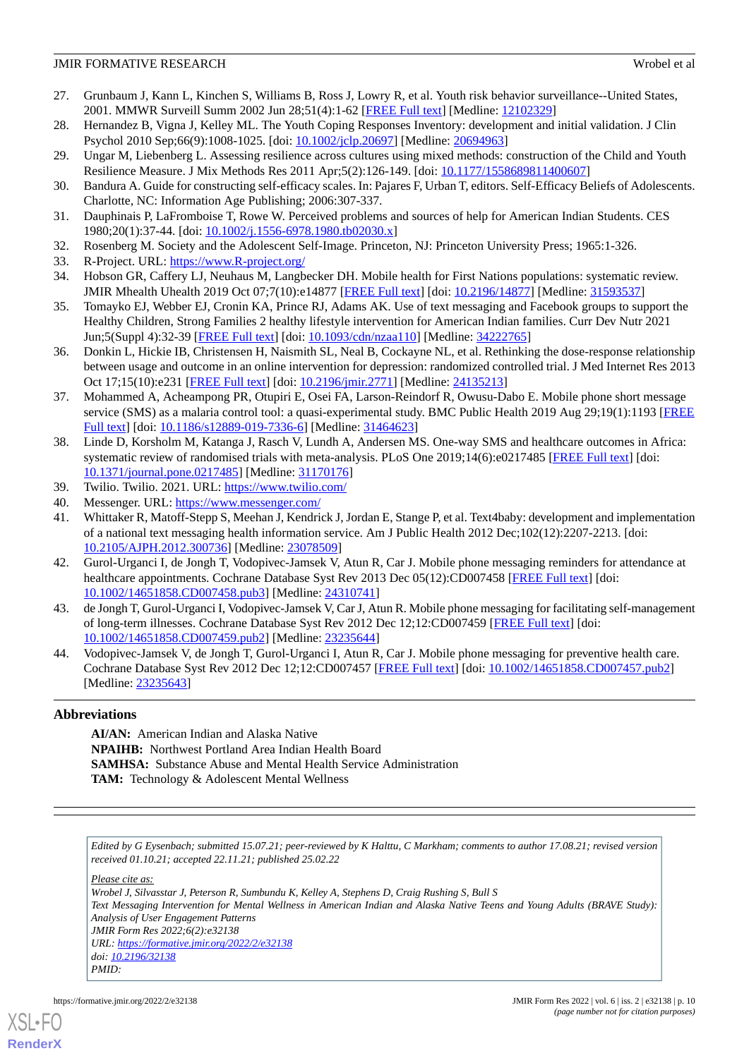27. Grunbaum J, Kann L, Kinchen S, Williams B, Ross J, Lowry R, et al. Youth risk behavior surveillance--United States, 2001. MMWR Surveill Summ 2002 Jun 28;51(4):1-62 [FREE Full text] [Medline: 12102329]
28. Hernandez B, Vigna J, Kelley ML. The Youth Coping Responses Inventory: development and initial validation. J Clin Psychol 2010 Sep;66(9):1008-1025. [doi: 10.1002/jclp.20697] [Medline: 20694963]
29. Ungar M, Liebenberg L. Assessing resilience across cultures using mixed methods: construction of the Child and Youth Resilience Measure. J Mix Methods Res 2011 Apr;5(2):126-149. [doi: 10.1177/1558689811400607]
30. Bandura A. Guide for constructing self-efficacy scales. In: Pajares F, Urban T, editors. Self-Efficacy Beliefs of Adolescents. Charlotte, NC: Information Age Publishing; 2006:307-337.
31. Dauphinais P, LaFromboise T, Rowe W. Perceived problems and sources of help for American Indian Students. CES 1980;20(1):37-44. [doi: 10.1002/j.1556-6978.1980.tb02030.x]
32. Rosenberg M. Society and the Adolescent Self-Image. Princeton, NJ: Princeton University Press; 1965:1-326.
33. R-Project. URL: https://www.R-project.org/
34. Hobson GR, Caffery LJ, Neuhaus M, Langbecker DH. Mobile health for First Nations populations: systematic review. JMIR Mhealth Uhealth 2019 Oct 07;7(10):e14877 [FREE Full text] [doi: 10.2196/14877] [Medline: 31593537]
35. Tomayko EJ, Webber EJ, Cronin KA, Prince RJ, Adams AK. Use of text messaging and Facebook groups to support the Healthy Children, Strong Families 2 healthy lifestyle intervention for American Indian families. Curr Dev Nutr 2021 Jun;5(Suppl 4):32-39 [FREE Full text] [doi: 10.1093/cdn/nzaa110] [Medline: 34222765]
36. Donkin L, Hickie IB, Christensen H, Naismith SL, Neal B, Cockayne NL, et al. Rethinking the dose-response relationship between usage and outcome in an online intervention for depression: randomized controlled trial. J Med Internet Res 2013 Oct 17;15(10):e231 [FREE Full text] [doi: 10.2196/jmir.2771] [Medline: 24135213]
37. Mohammed A, Acheampong PR, Otupiri E, Osei FA, Larson-Reindorf R, Owusu-Dabo E. Mobile phone short message service (SMS) as a malaria control tool: a quasi-experimental study. BMC Public Health 2019 Aug 29;19(1):1193 [FREE Full text] [doi: 10.1186/s12889-019-7336-6] [Medline: 31464623]
38. Linde D, Korsholm M, Katanga J, Rasch V, Lundh A, Andersen MS. One-way SMS and healthcare outcomes in Africa: systematic review of randomised trials with meta-analysis. PLoS One 2019;14(6):e0217485 [FREE Full text] [doi: 10.1371/journal.pone.0217485] [Medline: 31170176]
39. Twilio. Twilio. 2021. URL: https://www.twilio.com/
40. Messenger. URL: https://www.messenger.com/
41. Whittaker R, Matoff-Stepp S, Meehan J, Kendrick J, Jordan E, Stange P, et al. Text4baby: development and implementation of a national text messaging health information service. Am J Public Health 2012 Dec;102(12):2207-2213. [doi: 10.2105/AJPH.2012.300736] [Medline: 23078509]
42. Gurol-Urganci I, de Jongh T, Vodopivec-Jamsek V, Atun R, Car J. Mobile phone messaging reminders for attendance at healthcare appointments. Cochrane Database Syst Rev 2013 Dec 05(12):CD007458 [FREE Full text] [doi: 10.1002/14651858.CD007458.pub3] [Medline: 24310741]
43. de Jongh T, Gurol-Urganci I, Vodopivec-Jamsek V, Car J, Atun R. Mobile phone messaging for facilitating self-management of long-term illnesses. Cochrane Database Syst Rev 2012 Dec 12;12:CD007459 [FREE Full text] [doi: 10.1002/14651858.CD007459.pub2] [Medline: 23235644]
44. Vodopivec-Jamsek V, de Jongh T, Gurol-Urganci I, Atun R, Car J. Mobile phone messaging for preventive health care. Cochrane Database Syst Rev 2012 Dec 12;12:CD007457 [FREE Full text] [doi: 10.1002/14651858.CD007457.pub2] [Medline: 23235643]

## Abbreviations

**AI/AN:** American Indian and Alaska Native
**NPAIHB:** Northwest Portland Area Indian Health Board
**SAMHSA:** Substance Abuse and Mental Health Service Administration
**TAM:** Technology & Adolescent Mental Wellness

*Edited by G Eysenbach; submitted 15.07.21; peer-reviewed by K Halttu, C Markham; comments to author 17.08.21; revised version received 01.10.21; accepted 22.11.21; published 25.02.22*

*Please cite as:*
*Wrobel J, Silvasstar J, Peterson R, Sumbundu K, Kelley A, Stephens D, Craig Rushing S, Bull S*
*Text Messaging Intervention for Mental Wellness in American Indian and Alaska Native Teens and Young Adults (BRAVE Study): Analysis of User Engagement Patterns*
*JMIR Form Res 2022;6(2):e32138*
*URL: https://formative.jmir.org/2022/2/e32138*
*doi: 10.2196/32138*
*PMID:*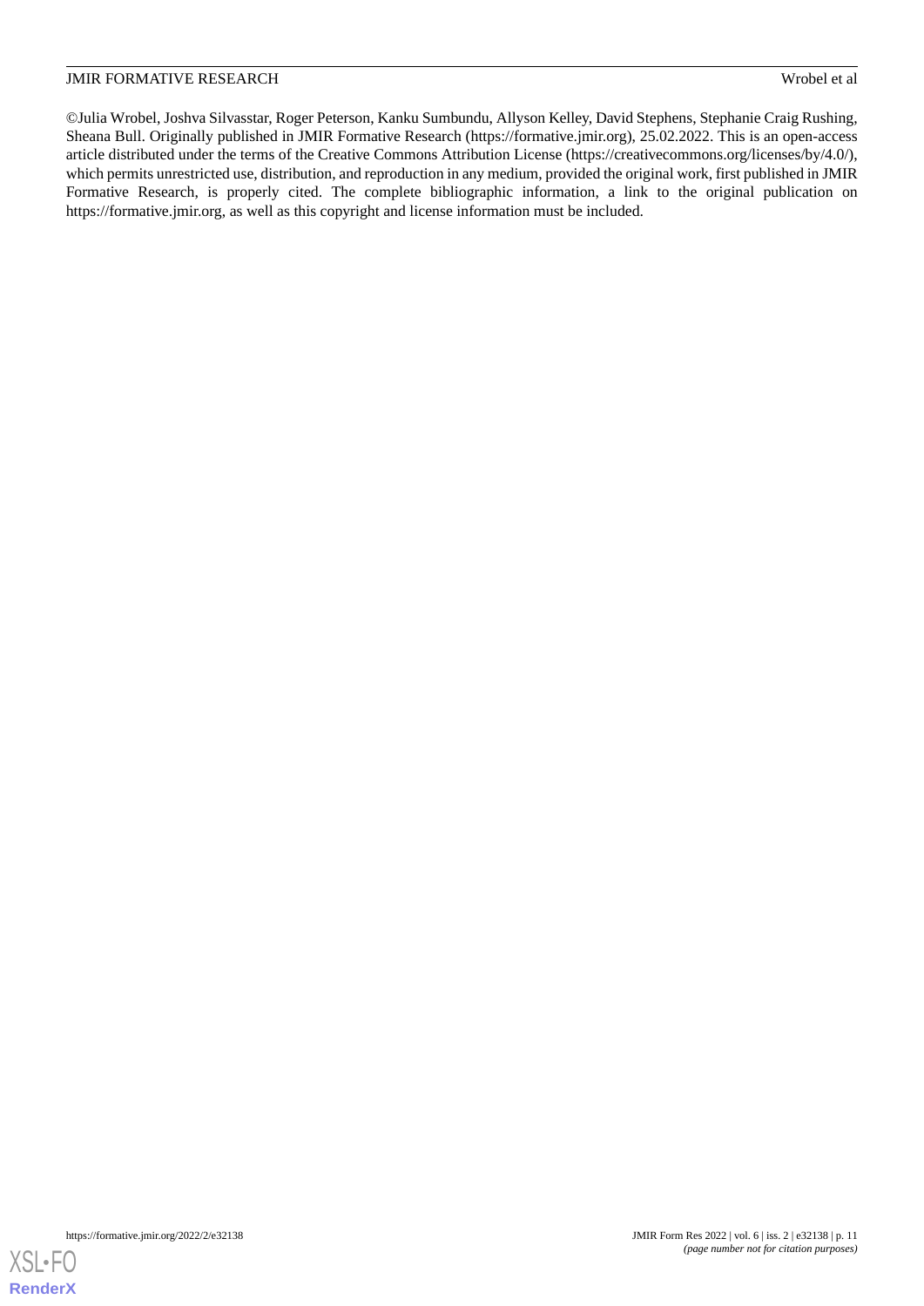©Julia Wrobel, Joshva Silvasstar, Roger Peterson, Kanku Sumbundu, Allyson Kelley, David Stephens, Stephanie Craig Rushing, Sheana Bull. Originally published in JMIR Formative Research (https://formative.jmir.org), 25.02.2022. This is an open-access article distributed under the terms of the Creative Commons Attribution License (https://creativecommons.org/licenses/by/4.0/), which permits unrestricted use, distribution, and reproduction in any medium, provided the original work, first published in JMIR Formative Research, is properly cited. The complete bibliographic information, a link to the original publication on https://formative.jmir.org, as well as this copyright and license information must be included.